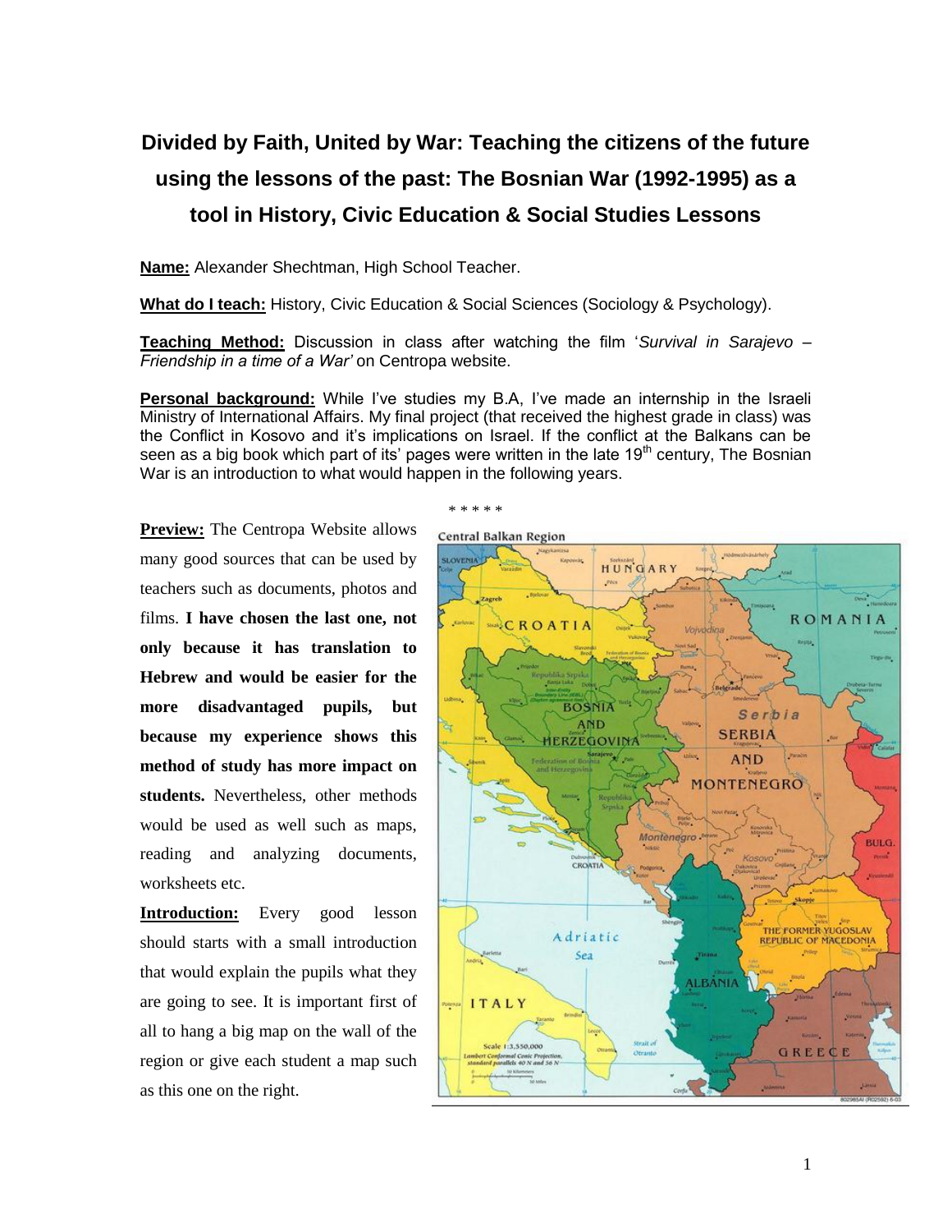# Divided by Faith, United by War: Teaching the citizens of the future using the lessons of the past: The Bosnian War (1992-1995) as a tool in History, Civic Education & Social Studies Lessons

**Name:** Alexander Shechtman, High School Teacher.

**What do I teach:** History, Civic Education & Social Sciences (Sociology & Psychology).

**Teaching Method:** Discussion in class after watching the film '*Survival in Sarajevo – Friendship in a time of a War'* on Centropa website.

**Personal background:** While I've studies my B.A, I've made an internship in the Israeli Ministry of International Affairs. My final project (that received the highest grade in class) was the Conflict in Kosovo and it's implications on Israel. If the conflict at the Balkans can be seen as a big book which part of its' pages were written in the late 19th century, The Bosnian War is an introduction to what would happen in the following years.

\* \* \* \* \*

**Preview:** The Centropa Website allows many good sources that can be used by teachers such as documents, photos and films. **I have chosen the last one, not only because it has translation to Hebrew and would be easier for the more disadvantaged pupils, but because my experience shows this method of study has more impact on students.** Nevertheless, other methods would be used as well such as maps, reading and analyzing documents, worksheets etc.

**Introduction:** Every good lesson should starts with a small introduction that would explain the pupils what they are going to see. It is important first of all to hang a big map on the wall of the region or give each student a map such as this one on the right.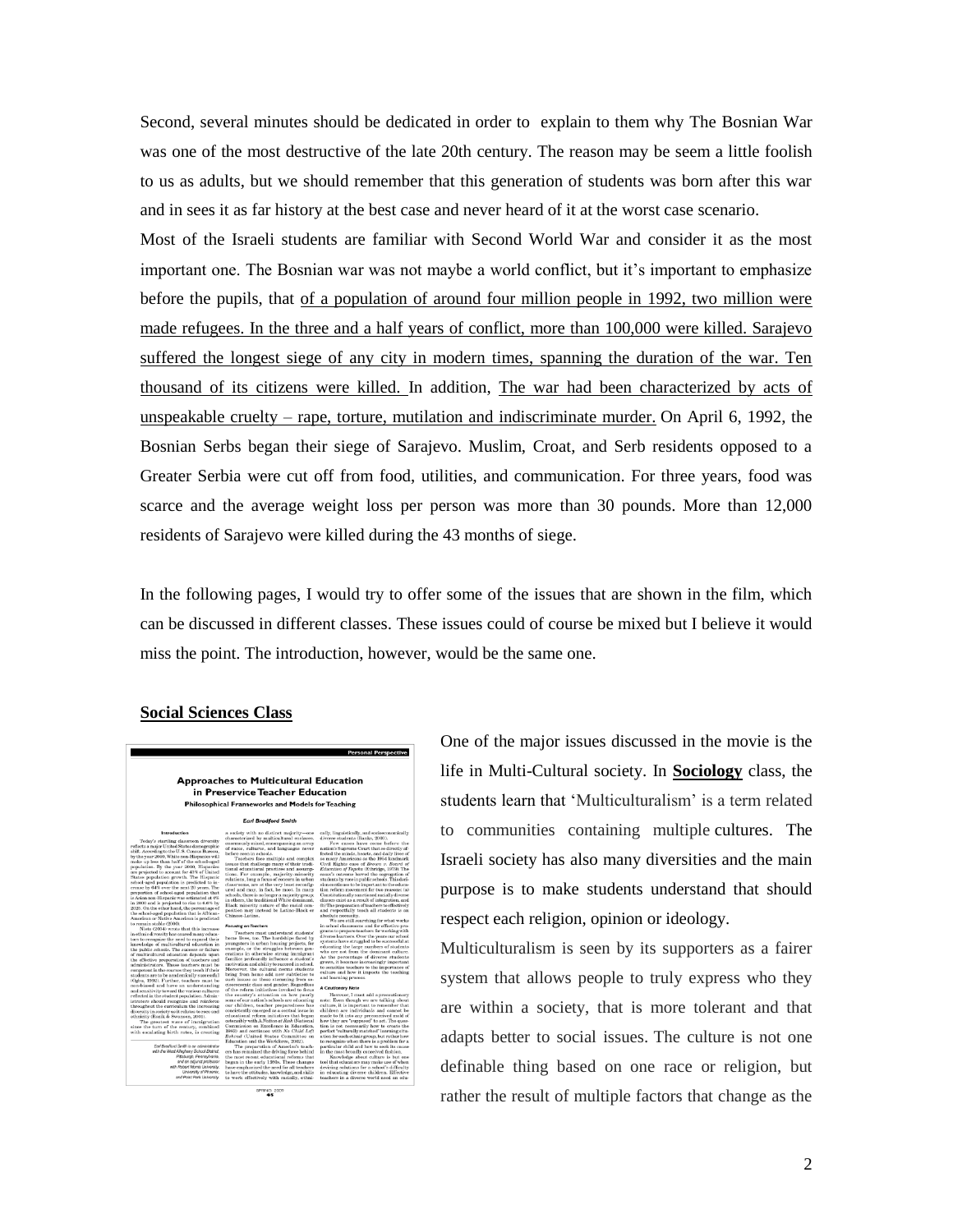Second, several minutes should be dedicated in order to explain to them why The Bosnian War was one of the most destructive of the late 20th century. The reason may be seem a little foolish to us as adults, but we should remember that this generation of students was born after this war and in sees it as far history at the best case and never heard of it at the worst case scenario.

Most of the Israeli students are familiar with Second World War and consider it as the most important one. The Bosnian war was not maybe a world conflict, but it's important to emphasize before the pupils, that <u>of a population of around four million people in 1992, two million were made refugees. In the three and a half years of conflict, more than 100,000 were killed. Sarajevo suffered the longest siege of any city in modern times, spanning the duration of the war. Ten thousand of its citizens were killed.</u> In addition, <u>The war had been characterized by acts of unspeakable cruelty – rape, torture, mutilation and indiscriminate murder.</u> On April 6, 1992, the Bosnian Serbs began their siege of Sarajevo. Muslim, Croat, and Serb residents opposed to a Greater Serbia were cut off from food, utilities, and communication. For three years, food was scarce and the average weight loss per person was more than 30 pounds. More than 12,000 residents of Sarajevo were killed during the 43 months of siege.

In the following pages, I would try to offer some of the issues that are shown in the film, which can be discussed in different classes. These issues could of course be mixed but I believe it would miss the point. The introduction, however, would be the same one.

**<u>Social Sciences Class</u>**

One of the major issues discussed in the movie is the life in Multi-Cultural society. In **<u>Sociology</u>** class, the students learn that 'Multiculturalism' is a term related to communities containing multiple cultures. The Israeli society has also many diversities and the main purpose is to make students understand that should respect each religion, opinion or ideology.

Multiculturalism is seen by its supporters as a fairer system that allows people to truly express who they are within a society, that is more tolerant and that adapts better to social issues. The culture is not one definable thing based on one race or religion, but rather the result of multiple factors that change as the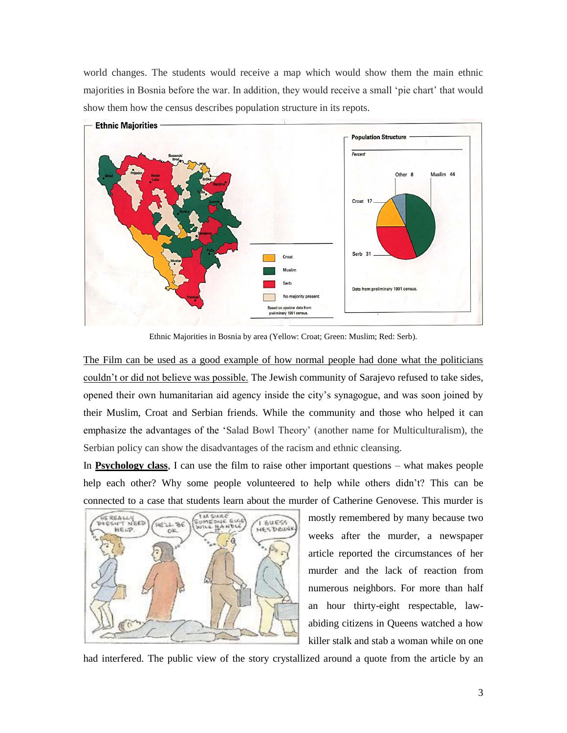world changes. The students would receive a map which would show them the main ethnic majorities in Bosnia before the war. In addition, they would receive a small 'pie chart' that would show them how the census describes population structure in its repots.

Ethnic Majorities in Bosnia by area (Yellow: Croat; Green: Muslim; Red: Serb).

<u>The Film can be used as a good example of how normal people had done what the politicians couldn't or did not believe was possible.</u> The Jewish community of Sarajevo refused to take sides, opened their own humanitarian aid agency inside the city's synagogue, and was soon joined by their Muslim, Croat and Serbian friends. While the community and those who helped it can emphasize the advantages of the 'Salad Bowl Theory' (another name for Multiculturalism), the Serbian policy can show the disadvantages of the racism and ethnic cleansing.

In **<u>Psychology class</u>**, I can use the film to raise other important questions – what makes people help each other? Why some people volunteered to help while others didn't? This can be connected to a case that students learn about the murder of Catherine Genovese. This murder is mostly remembered by many because two weeks after the murder, a newspaper article reported the circumstances of her murder and the lack of reaction from numerous neighbors. For more than half an hour thirty-eight respectable, law-abiding citizens in Queens watched a how killer stalk and stab a woman while on one had interfered. The public view of the story crystallized around a quote from the article by an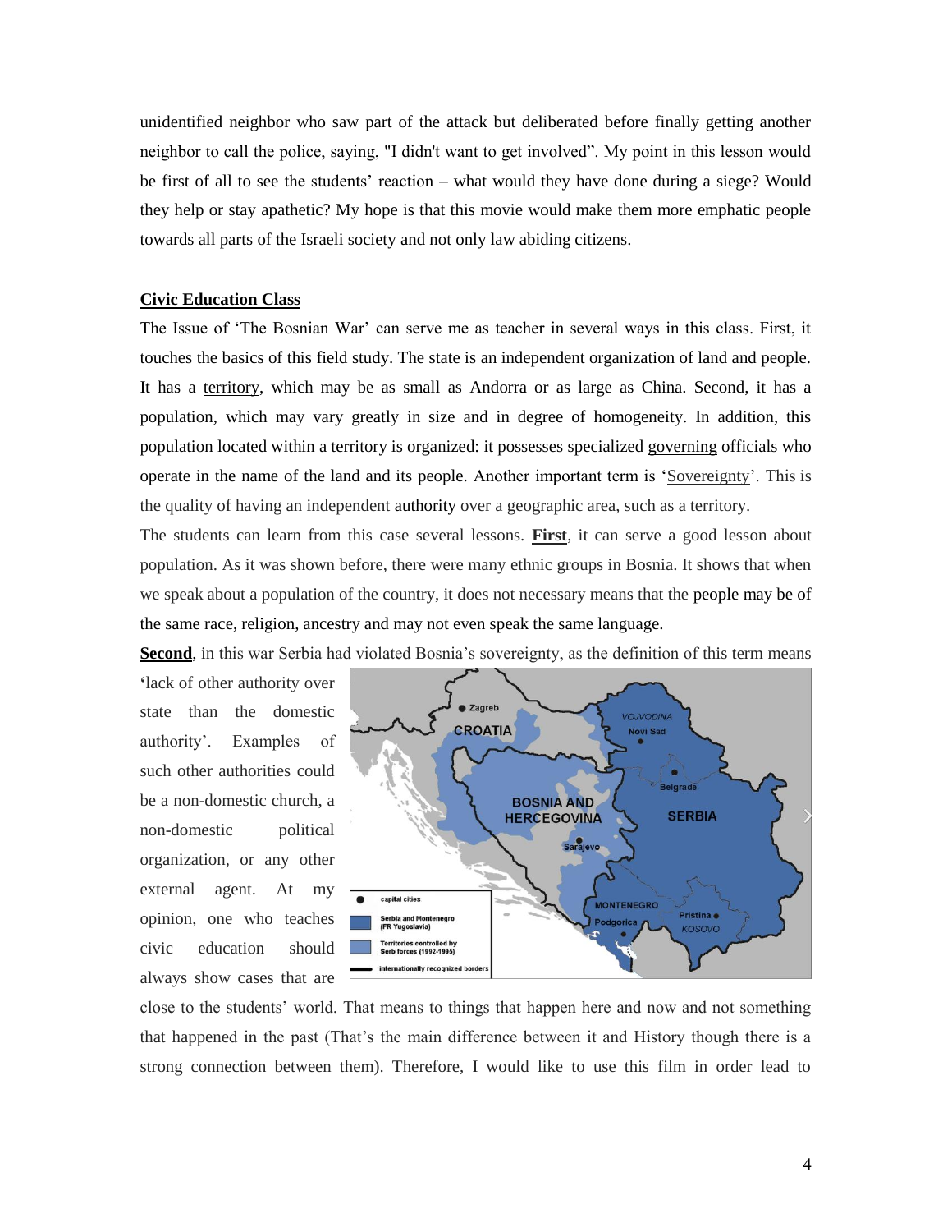unidentified neighbor who saw part of the attack but deliberated before finally getting another neighbor to call the police, saying, "I didn't want to get involved". My point in this lesson would be first of all to see the students' reaction – what would they have done during a siege? Would they help or stay apathetic? My hope is that this movie would make them more emphatic people towards all parts of the Israeli society and not only law abiding citizens.

## Civic Education Class

The Issue of 'The Bosnian War' can serve me as teacher in several ways in this class. First, it touches the basics of this field study. The state is an independent organization of land and people. It has a territory, which may be as small as Andorra or as large as China. Second, it has a population, which may vary greatly in size and in degree of homogeneity. In addition, this population located within a territory is organized: it possesses specialized governing officials who operate in the name of the land and its people. Another important term is 'Sovereignty'. This is the quality of having an independent authority over a geographic area, such as a territory.

The students can learn from this case several lessons. **First**, it can serve a good lesson about population. As it was shown before, there were many ethnic groups in Bosnia. It shows that when we speak about a population of the country, it does not necessary means that the people may be of the same race, religion, ancestry and may not even speak the same language.

**Second**, in this war Serbia had violated Bosnia's sovereignty, as the definition of this term means 'lack of other authority over state than the domestic authority'. Examples of such other authorities could be a non-domestic church, a non-domestic political organization, or any other external agent. At my opinion, one who teaches civic education should always show cases that are close to the students' world. That means to things that happen here and now and not something that happened in the past (That's the main difference between it and History though there is a strong connection between them). Therefore, I would like to use this film in order lead to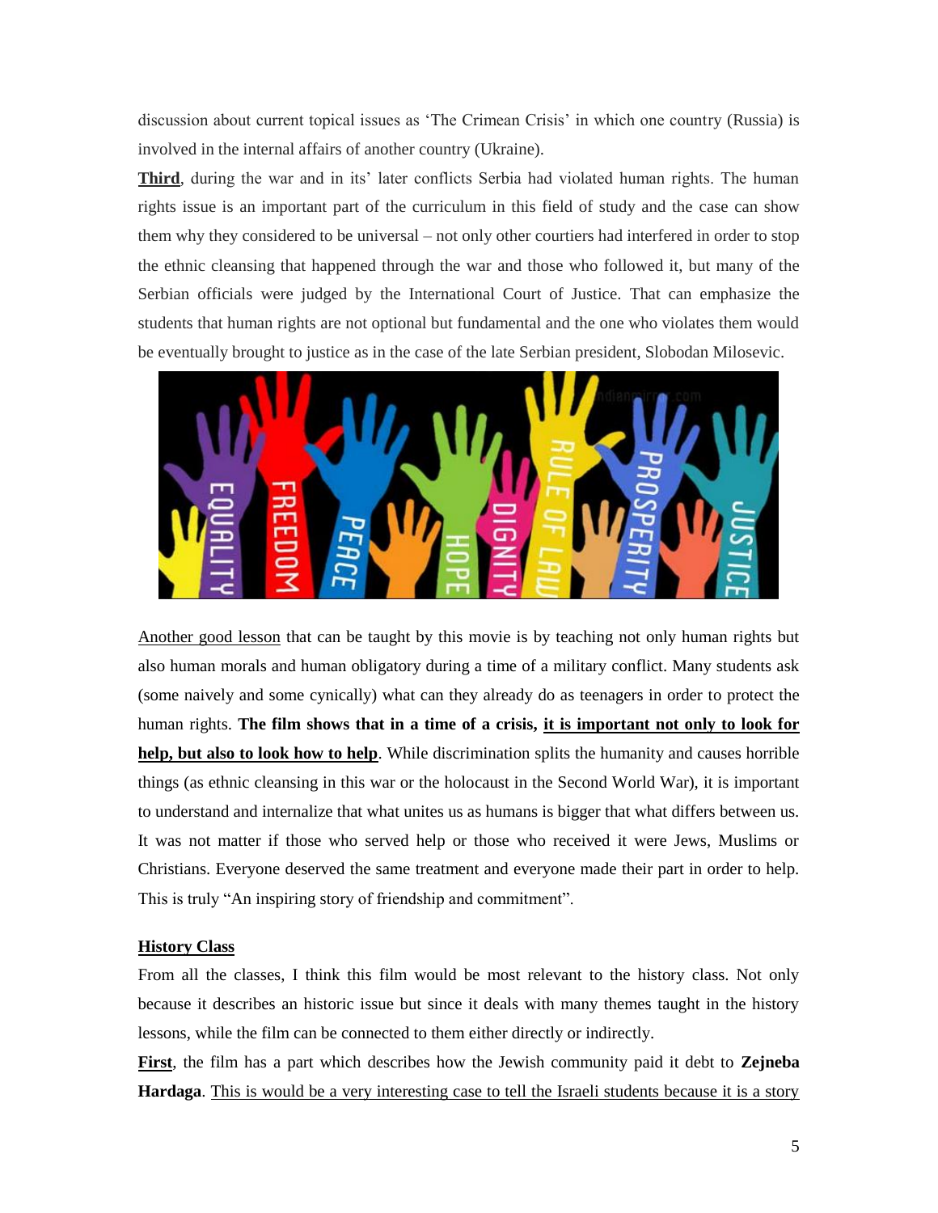discussion about current topical issues as 'The Crimean Crisis' in which one country (Russia) is involved in the internal affairs of another country (Ukraine).

<u>**Third**</u>, during the war and in its' later conflicts Serbia had violated human rights. The human rights issue is an important part of the curriculum in this field of study and the case can show them why they considered to be universal – not only other courtiers had interfered in order to stop the ethnic cleansing that happened through the war and those who followed it, but many of the Serbian officials were judged by the International Court of Justice. That can emphasize the students that human rights are not optional but fundamental and the one who violates them would be eventually brought to justice as in the case of the late Serbian president, Slobodan Milosevic.

<u>Another good lesson</u> that can be taught by this movie is by teaching not only human rights but also human morals and human obligatory during a time of a military conflict. Many students ask (some naively and some cynically) what can they already do as teenagers in order to protect the human rights. **The film shows that in a time of a crisis, <u>it is important not only to look for help, but also to look how to help</u>**. While discrimination splits the humanity and causes horrible things (as ethnic cleansing in this war or the holocaust in the Second World War), it is important to understand and internalize that what unites us as humans is bigger that what differs between us. It was not matter if those who served help or those who received it were Jews, Muslims or Christians. Everyone deserved the same treatment and everyone made their part in order to help. This is truly "An inspiring story of friendship and commitment".

<u>**History Class**</u>

From all the classes, I think this film would be most relevant to the history class. Not only because it describes an historic issue but since it deals with many themes taught in the history lessons, while the film can be connected to them either directly or indirectly.

<u>**First**</u>, the film has a part which describes how the Jewish community paid it debt to **Zejneba Hardaga**. <u>This is would be a very interesting case to tell the Israeli students because it is a story</u>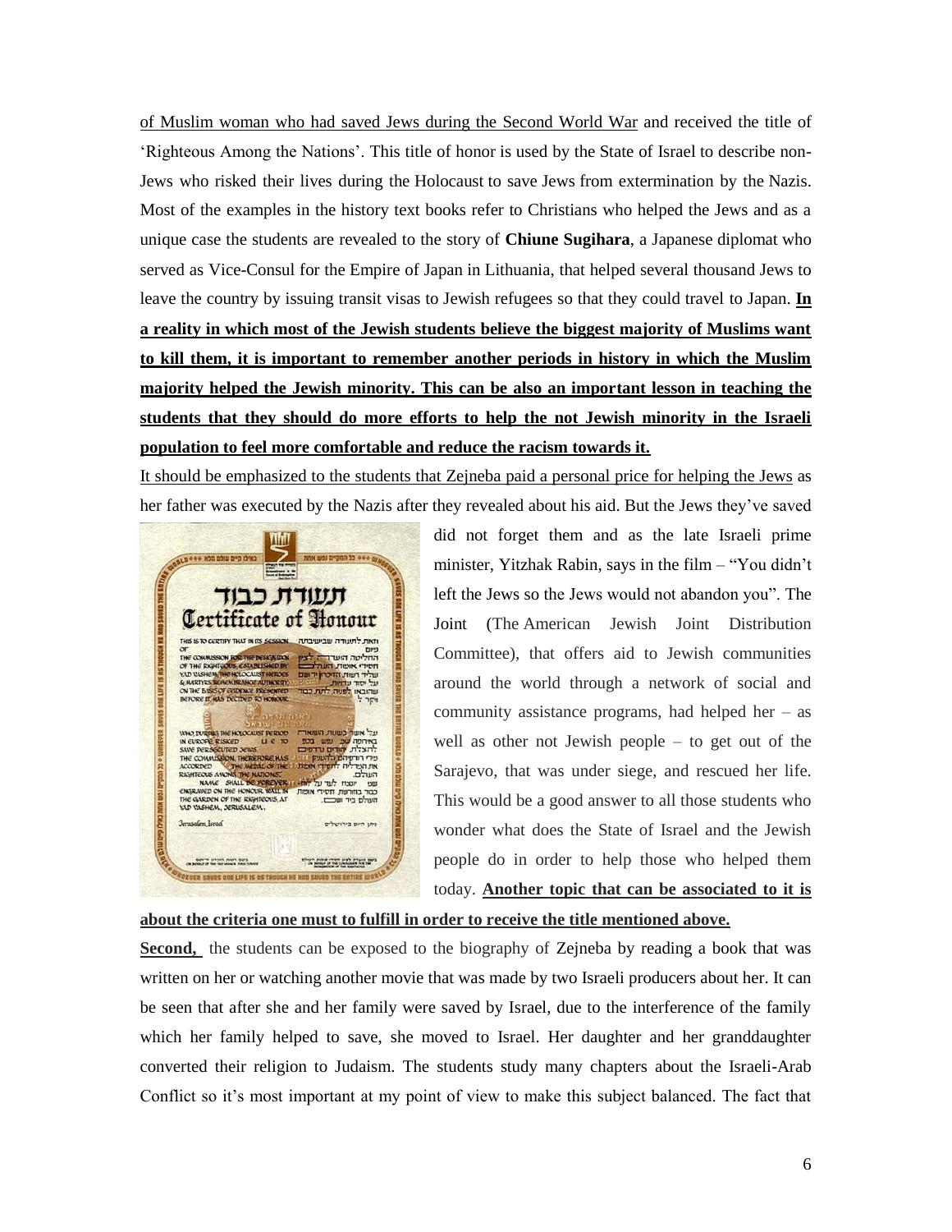of Muslim woman who had saved Jews during the Second World War and received the title of 'Righteous Among the Nations'. This title of honor is used by the State of Israel to describe non-Jews who risked their lives during the Holocaust to save Jews from extermination by the Nazis. Most of the examples in the history text books refer to Christians who helped the Jews and as a unique case the students are revealed to the story of **Chiune Sugihara**, a Japanese diplomat who served as Vice-Consul for the Empire of Japan in Lithuania, that helped several thousand Jews to leave the country by issuing transit visas to Jewish refugees so that they could travel to Japan. **In a reality in which most of the Jewish students believe the biggest majority of Muslims want to kill them, it is important to remember another periods in history in which the Muslim majority helped the Jewish minority. This can be also an important lesson in teaching the students that they should do more efforts to help the not Jewish minority in the Israeli population to feel more comfortable and reduce the racism towards it.**

It should be emphasized to the students that Zejneba paid a personal price for helping the Jews as her father was executed by the Nazis after they revealed about his aid. But the Jews they've saved did not forget them and as the late Israeli prime minister, Yitzhak Rabin, says in the film – "You didn't left the Jews so the Jews would not abandon you". The Joint (The American Jewish Joint Distribution Committee), that offers aid to Jewish communities around the world through a network of social and community assistance programs, had helped her – as well as other not Jewish people – to get out of the Sarajevo, that was under siege, and rescued her life. This would be a good answer to all those students who wonder what does the State of Israel and the Jewish people do in order to help those who helped them today. **Another topic that can be associated to it is about the criteria one must to fulfill in order to receive the title mentioned above.**

**Second,** the students can be exposed to the biography of Zejneba by reading a book that was written on her or watching another movie that was made by two Israeli producers about her. It can be seen that after she and her family were saved by Israel, due to the interference of the family which her family helped to save, she moved to Israel. Her daughter and her granddaughter converted their religion to Judaism. The students study many chapters about the Israeli-Arab Conflict so it's most important at my point of view to make this subject balanced. The fact that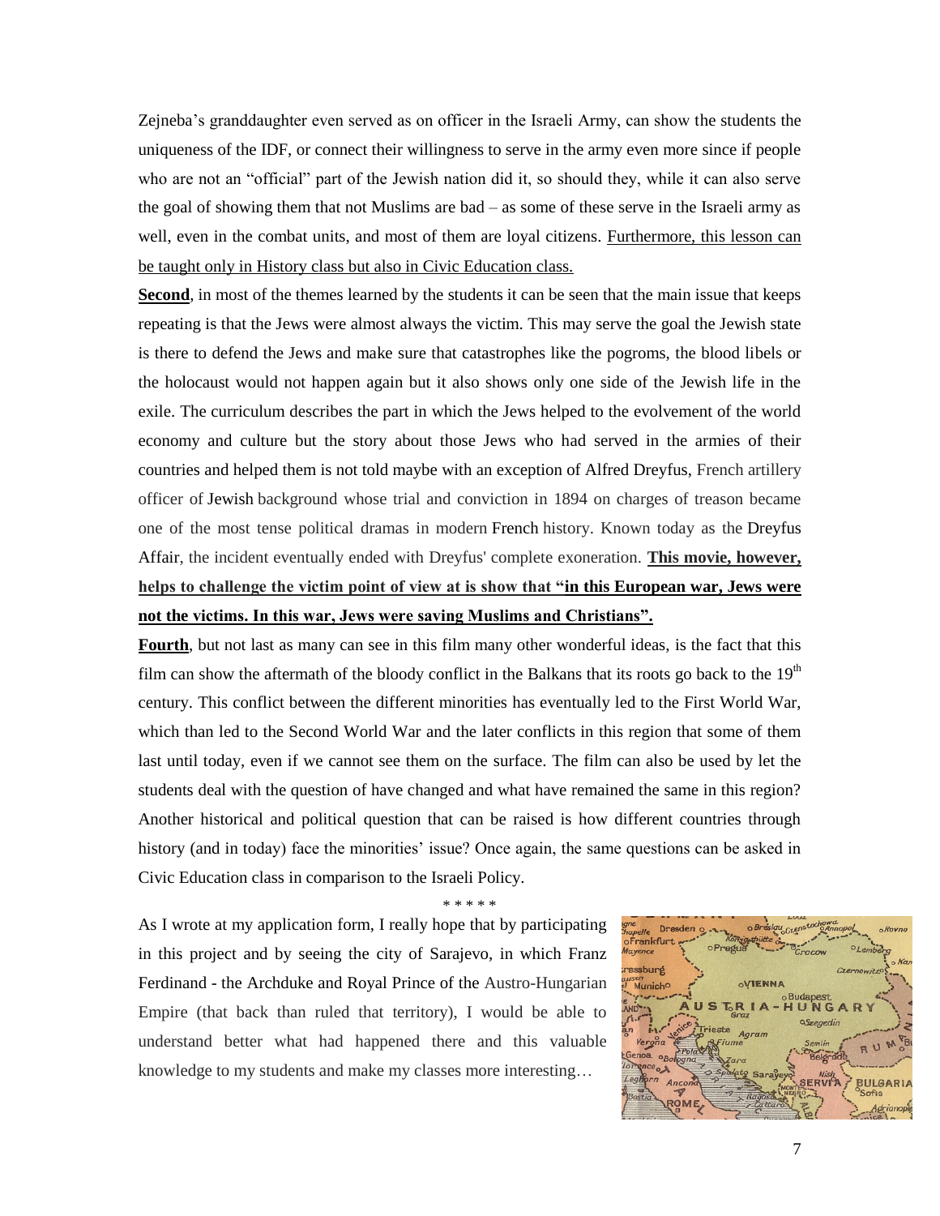Zejneba's granddaughter even served as on officer in the Israeli Army, can show the students the uniqueness of the IDF, or connect their willingness to serve in the army even more since if people who are not an "official" part of the Jewish nation did it, so should they, while it can also serve the goal of showing them that not Muslims are bad – as some of these serve in the Israeli army as well, even in the combat units, and most of them are loyal citizens. Furthermore, this lesson can be taught only in History class but also in Civic Education class.

**Second**, in most of the themes learned by the students it can be seen that the main issue that keeps repeating is that the Jews were almost always the victim. This may serve the goal the Jewish state is there to defend the Jews and make sure that catastrophes like the pogroms, the blood libels or the holocaust would not happen again but it also shows only one side of the Jewish life in the exile. The curriculum describes the part in which the Jews helped to the evolvement of the world economy and culture but the story about those Jews who had served in the armies of their countries and helped them is not told maybe with an exception of Alfred Dreyfus, French artillery officer of Jewish background whose trial and conviction in 1894 on charges of treason became one of the most tense political dramas in modern French history. Known today as the Dreyfus Affair, the incident eventually ended with Dreyfus' complete exoneration. **This movie, however, helps to challenge the victim point of view at is show that "in this European war, Jews were not the victims. In this war, Jews were saving Muslims and Christians".**

**Fourth**, but not last as many can see in this film many other wonderful ideas, is the fact that this film can show the aftermath of the bloody conflict in the Balkans that its roots go back to the 19th century. This conflict between the different minorities has eventually led to the First World War, which than led to the Second World War and the later conflicts in this region that some of them last until today, even if we cannot see them on the surface. The film can also be used by let the students deal with the question of have changed and what have remained the same in this region? Another historical and political question that can be raised is how different countries through history (and in today) face the minorities' issue? Once again, the same questions can be asked in Civic Education class in comparison to the Israeli Policy.

\* \* \* \* \*

As I wrote at my application form, I really hope that by participating in this project and by seeing the city of Sarajevo, in which Franz Ferdinand - the Archduke and Royal Prince of the Austro-Hungarian Empire (that back than ruled that territory), I would be able to understand better what had happened there and this valuable knowledge to my students and make my classes more interesting…